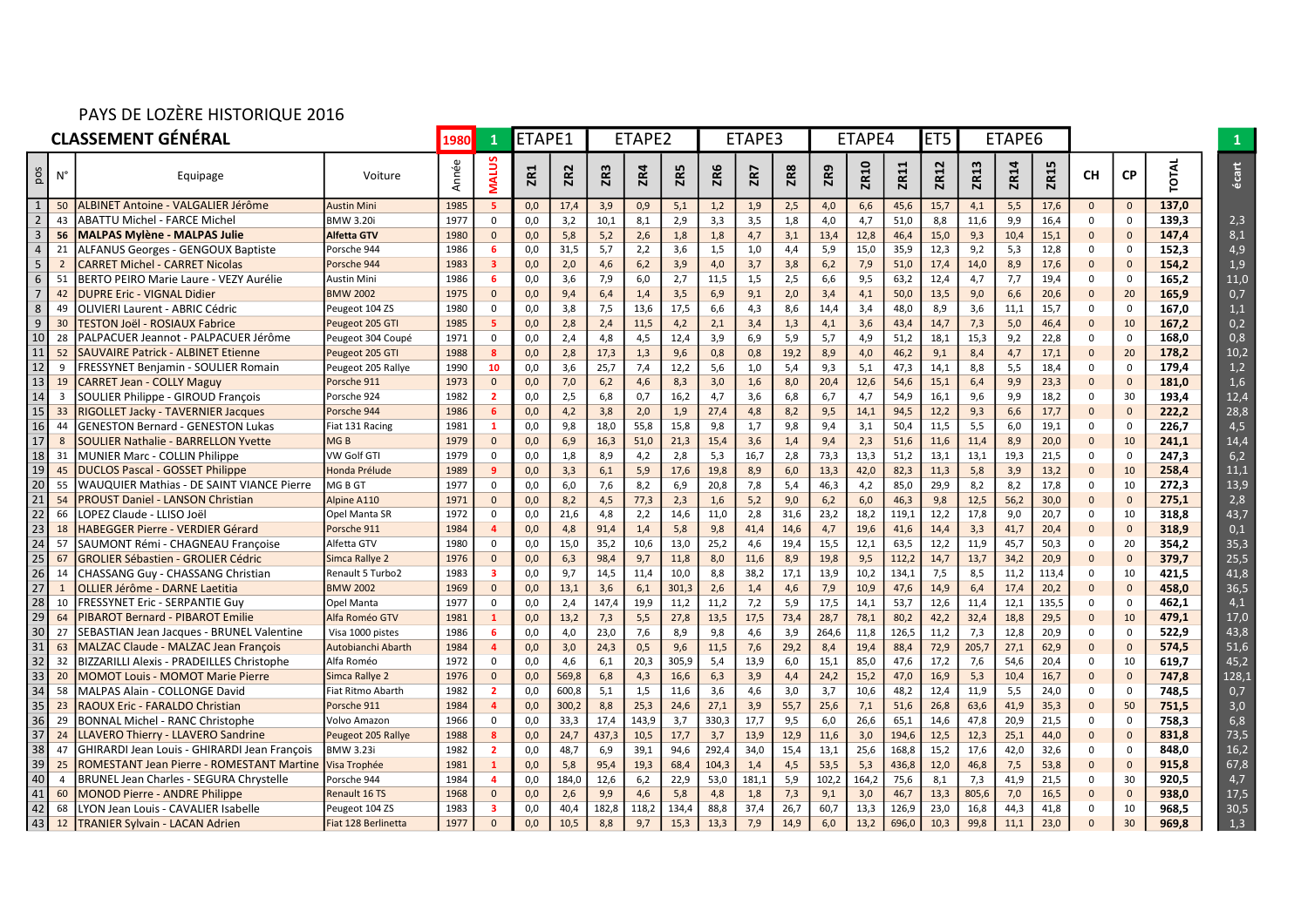PAYS DE LOZÈRE HISTORIQUE 2016

## CLASSEMENT GÉNÉRAL

| | | | | 1980 | 1 | ETAPE1 | | ETAPE2 | | | ETAPE3 | | | ETAPE4 | | | ET5 | ETAPE6 | | | | | | 1 |
|---|---|---|---|---|---|---|---|---|---|---|---|---|---|---|---|---|---|---|---|---|---|---|---|---|
| pos | N° | Equipage | Voiture | Année | MALUS | ZR1 | ZR2 | ZR3 | ZR4 | ZR5 | ZR6 | ZR7 | ZR8 | ZR9 | ZR10 | ZR11 | ZR12 | ZR13 | ZR14 | ZR15 | CH | CP | TOTAL | écart |
| 1 | 50 | ALBINET Antoine - VALGALIER Jérôme | Austin Mini | 1985 | 5 | 0,0 | 17,4 | 3,9 | 0,9 | 5,1 | 1,2 | 1,9 | 2,5 | 4,0 | 6,6 | 45,6 | 15,7 | 4,1 | 5,5 | 17,6 | 0 | 0 | 137,0 | |
| 2 | 43 | ABATTU Michel - FARCE Michel | BMW 3.20i | 1977 | 0 | 0,0 | 3,2 | 10,1 | 8,1 | 2,9 | 3,3 | 3,5 | 1,8 | 4,0 | 4,7 | 51,0 | 8,8 | 11,6 | 9,9 | 16,4 | 0 | 0 | 139,3 | 2,3 |
| 3 | 56 | **MALPAS Mylène - MALPAS Julie** | **Alfetta GTV** | 1980 | 0 | 0,0 | 5,8 | 5,2 | 2,6 | 1,8 | 1,8 | 4,7 | 3,1 | 13,4 | 12,8 | 46,4 | 15,0 | 9,3 | 10,4 | 15,1 | 0 | 0 | 147,4 | 8,1 |
| 4 | 21 | ALFANUS Georges - GENGOUX Baptiste | Porsche 944 | 1986 | 6 | 0,0 | 31,5 | 5,7 | 2,2 | 3,6 | 1,5 | 1,0 | 4,4 | 5,9 | 15,0 | 35,9 | 12,3 | 9,2 | 5,3 | 12,8 | 0 | 0 | 152,3 | 4,9 |
| 5 | 2 | CARRET Michel - CARRET Nicolas | Porsche 944 | 1983 | 3 | 0,0 | 2,0 | 4,6 | 6,2 | 3,9 | 4,0 | 3,7 | 3,8 | 6,2 | 7,9 | 51,0 | 17,4 | 14,0 | 8,9 | 17,6 | 0 | 0 | 154,2 | 1,9 |
| 6 | 51 | BERTO PEIRO Marie Laure - VEZY Aurélie | Austin Mini | 1986 | 6 | 0,0 | 3,6 | 7,9 | 6,0 | 2,7 | 11,5 | 1,5 | 2,5 | 6,6 | 9,5 | 63,2 | 12,4 | 4,7 | 7,7 | 19,4 | 0 | 0 | 165,2 | 11,0 |
| 7 | 42 | DUPRE Eric - VIGNAL Didier | BMW 2002 | 1975 | 0 | 0,0 | 9,4 | 6,4 | 1,4 | 3,5 | 6,9 | 9,1 | 2,0 | 3,4 | 4,1 | 50,0 | 13,5 | 9,0 | 6,6 | 20,6 | 0 | 20 | 165,9 | 0,7 |
| 8 | 49 | OLIVIERI Laurent - ABRIC Cédric | Peugeot 104 ZS | 1980 | 0 | 0,0 | 3,8 | 7,5 | 13,6 | 17,5 | 6,6 | 4,3 | 8,6 | 14,4 | 3,4 | 48,0 | 8,9 | 3,6 | 11,1 | 15,7 | 0 | 0 | 167,0 | 1,1 |
| 9 | 30 | TESTON Joël - ROSIAUX Fabrice | Peugeot 205 GTI | 1985 | 5 | 0,0 | 2,8 | 2,4 | 11,5 | 4,2 | 2,1 | 3,4 | 1,3 | 4,1 | 3,6 | 43,4 | 14,7 | 7,3 | 5,0 | 46,4 | 0 | 10 | 167,2 | 0,2 |
| 10 | 28 | PALPACUER Jeannot - PALPACUER Jérôme | Peugeot 304 Coupé | 1971 | 0 | 0,0 | 2,4 | 4,8 | 4,5 | 12,4 | 3,9 | 6,9 | 5,9 | 5,7 | 4,9 | 51,2 | 18,1 | 15,3 | 9,2 | 22,8 | 0 | 0 | 168,0 | 0,8 |
| 11 | 52 | SAUVAIRE Patrick - ALBINET Etienne | Peugeot 205 GTI | 1988 | 8 | 0,0 | 2,8 | 17,3 | 1,3 | 9,6 | 0,8 | 0,8 | 19,2 | 8,9 | 4,0 | 46,2 | 9,1 | 8,4 | 4,7 | 17,1 | 0 | 20 | 178,2 | 10,2 |
| 12 | 9 | FRESSYNET Benjamin - SOULIER Romain | Peugeot 205 Rallye | 1990 | 10 | 0,0 | 3,6 | 25,7 | 7,4 | 12,2 | 5,6 | 1,0 | 5,4 | 9,3 | 5,1 | 47,3 | 14,1 | 8,8 | 5,5 | 18,4 | 0 | 0 | 179,4 | 1,2 |
| 13 | 19 | CARRET Jean - COLLY Maguy | Porsche 911 | 1973 | 0 | 0,0 | 7,0 | 6,2 | 4,6 | 8,3 | 3,0 | 1,6 | 8,0 | 20,4 | 12,6 | 54,6 | 15,1 | 6,4 | 9,9 | 23,3 | 0 | 0 | 181,0 | 1,6 |
| 14 | 3 | SOULIER Philippe - GIROUD François | Porsche 924 | 1982 | 2 | 0,0 | 2,5 | 6,8 | 0,7 | 16,2 | 4,7 | 3,6 | 6,8 | 6,7 | 4,7 | 54,9 | 16,1 | 9,6 | 9,9 | 18,2 | 0 | 30 | 193,4 | 12,4 |
| 15 | 33 | RIGOLLET Jacky - TAVERNIER Jacques | Porsche 944 | 1986 | 6 | 0,0 | 4,2 | 3,8 | 2,0 | 1,9 | 27,4 | 4,8 | 8,2 | 9,5 | 14,1 | 94,5 | 12,2 | 9,3 | 6,6 | 17,7 | 0 | 0 | 222,2 | 28,8 |
| 16 | 44 | GENESTON Bernard - GENESTON Lukas | Fiat 131 Racing | 1981 | 1 | 0,0 | 9,8 | 18,0 | 55,8 | 15,8 | 9,8 | 1,7 | 9,8 | 9,4 | 3,1 | 50,4 | 11,5 | 5,5 | 6,0 | 19,1 | 0 | 0 | 226,7 | 4,5 |
| 17 | 8 | SOULIER Nathalie - BARRELLON Yvette | MG B | 1979 | 0 | 0,0 | 6,9 | 16,3 | 51,0 | 21,3 | 15,4 | 3,6 | 1,4 | 9,4 | 2,3 | 51,6 | 11,6 | 11,4 | 8,9 | 20,0 | 0 | 10 | 241,1 | 14,4 |
| 18 | 31 | MUNIER Marc - COLLIN Philippe | VW Golf GTI | 1979 | 0 | 0,0 | 1,8 | 8,9 | 4,2 | 2,8 | 5,3 | 16,7 | 2,8 | 73,3 | 13,3 | 51,2 | 13,1 | 13,1 | 19,3 | 21,5 | 0 | 0 | 247,3 | 6,2 |
| 19 | 45 | DUCLOS Pascal - GOSSET Philippe | Honda Prélude | 1989 | 9 | 0,0 | 3,3 | 6,1 | 5,9 | 17,6 | 19,8 | 8,9 | 6,0 | 13,3 | 42,0 | 82,3 | 11,3 | 5,8 | 3,9 | 13,2 | 0 | 10 | 258,4 | 11,1 |
| 20 | 55 | WAUQUIER Mathias - DE SAINT VIANCE Pierre | MG B GT | 1977 | 0 | 0,0 | 6,0 | 7,6 | 8,2 | 6,9 | 20,8 | 7,8 | 5,4 | 46,3 | 4,2 | 85,0 | 29,9 | 8,2 | 8,2 | 17,8 | 0 | 10 | 272,3 | 13,9 |
| 21 | 54 | PROUST Daniel - LANSON Christian | Alpine A110 | 1971 | 0 | 0,0 | 8,2 | 4,5 | 77,3 | 2,3 | 1,6 | 5,2 | 9,0 | 6,2 | 6,0 | 46,3 | 9,8 | 12,5 | 56,2 | 30,0 | 0 | 0 | 275,1 | 2,8 |
| 22 | 66 | LOPEZ Claude - LLISO Joël | Opel Manta SR | 1972 | 0 | 0,0 | 21,6 | 4,8 | 2,2 | 14,6 | 11,0 | 2,8 | 31,6 | 23,2 | 18,2 | 119,1 | 12,2 | 17,8 | 9,0 | 20,7 | 0 | 10 | 318,8 | 43,7 |
| 23 | 18 | HABEGGER Pierre - VERDIER Gérard | Porsche 911 | 1984 | 4 | 0,0 | 4,8 | 91,4 | 1,4 | 5,8 | 9,8 | 41,4 | 14,6 | 4,7 | 19,6 | 41,6 | 14,4 | 3,3 | 41,7 | 20,4 | 0 | 0 | 318,9 | 0,1 |
| 24 | 57 | SAUMONT Rémi - CHAGNEAU Françoise | Alfetta GTV | 1980 | 0 | 0,0 | 15,0 | 35,2 | 10,6 | 13,0 | 25,2 | 4,6 | 19,4 | 15,5 | 12,1 | 63,5 | 12,2 | 11,9 | 45,7 | 50,3 | 0 | 20 | 354,2 | 35,3 |
| 25 | 67 | GROLIER Sébastien - GROLIER Cédric | Simca Rallye 2 | 1976 | 0 | 0,0 | 6,3 | 98,4 | 9,7 | 11,8 | 8,0 | 11,6 | 8,9 | 19,8 | 9,5 | 112,2 | 14,7 | 13,7 | 34,2 | 20,9 | 0 | 0 | 379,7 | 25,5 |
| 26 | 14 | CHASSANG Guy - CHASSANG Christian | Renault 5 Turbo2 | 1983 | 3 | 0,0 | 9,7 | 14,5 | 11,4 | 10,0 | 8,8 | 38,2 | 17,1 | 13,9 | 10,2 | 134,1 | 7,5 | 8,5 | 11,2 | 113,4 | 0 | 10 | 421,5 | 41,8 |
| 27 | 1 | OLLIER Jérôme - DARNE Laetitia | BMW 2002 | 1969 | 0 | 0,0 | 13,1 | 3,6 | 6,1 | 301,3 | 2,6 | 1,4 | 4,6 | 7,9 | 10,9 | 47,6 | 14,9 | 6,4 | 17,4 | 20,2 | 0 | 0 | 458,0 | 36,5 |
| 28 | 10 | FRESSYNET Eric - SERPANTIE Guy | Opel Manta | 1977 | 0 | 0,0 | 2,4 | 147,4 | 19,9 | 11,2 | 11,2 | 7,2 | 5,9 | 17,5 | 14,1 | 53,7 | 12,6 | 11,4 | 12,1 | 135,5 | 0 | 0 | 462,1 | 4,1 |
| 29 | 64 | PIBAROT Bernard - PIBAROT Emilie | Alfa Roméo GTV | 1981 | 1 | 0,0 | 13,2 | 7,3 | 5,5 | 27,8 | 13,5 | 17,5 | 73,4 | 28,7 | 78,1 | 80,2 | 42,2 | 32,4 | 18,8 | 29,5 | 0 | 10 | 479,1 | 17,0 |
| 30 | 27 | SEBASTIAN Jean Jacques - BRUNEL Valentine | Visa 1000 pistes | 1986 | 6 | 0,0 | 4,0 | 23,0 | 7,6 | 8,9 | 9,8 | 4,6 | 3,9 | 264,6 | 11,8 | 126,5 | 11,2 | 7,3 | 12,8 | 20,9 | 0 | 0 | 522,9 | 43,8 |
| 31 | 63 | MALZAC Claude - MALZAC Jean François | Autobianchi Abarth | 1984 | 4 | 0,0 | 3,0 | 24,3 | 0,5 | 9,6 | 11,5 | 7,6 | 29,2 | 8,4 | 19,4 | 88,4 | 72,9 | 205,7 | 27,1 | 62,9 | 0 | 0 | 574,5 | 51,6 |
| 32 | 32 | BIZZARILLI Alexis - PRADEILLES Christophe | Alfa Roméo | 1972 | 0 | 0,0 | 4,6 | 6,1 | 20,3 | 305,9 | 5,4 | 13,9 | 6,0 | 15,1 | 85,0 | 47,6 | 17,2 | 7,6 | 54,6 | 20,4 | 0 | 10 | 619,7 | 45,2 |
| 33 | 20 | MOMOT Louis - MOMOT Marie Pierre | Simca Rallye 2 | 1976 | 0 | 0,0 | 569,8 | 6,8 | 4,3 | 16,6 | 6,3 | 3,9 | 4,4 | 24,2 | 15,2 | 47,0 | 16,9 | 5,3 | 10,4 | 16,7 | 0 | 0 | 747,8 | 128,1 |
| 34 | 58 | MALPAS Alain - COLLONGE David | Fiat Ritmo Abarth | 1982 | 2 | 0,0 | 600,8 | 5,1 | 1,5 | 11,6 | 3,6 | 4,6 | 3,0 | 3,7 | 10,6 | 48,2 | 12,4 | 11,9 | 5,5 | 24,0 | 0 | 0 | 748,5 | 0,7 |
| 35 | 23 | RAOUX Eric - FARALDO Christian | Porsche 911 | 1984 | 4 | 0,0 | 300,2 | 8,8 | 25,3 | 24,6 | 27,1 | 3,9 | 55,7 | 25,6 | 7,1 | 51,6 | 26,8 | 63,6 | 41,9 | 35,3 | 0 | 50 | 751,5 | 3,0 |
| 36 | 29 | BONNAL Michel - RANC Christophe | Volvo Amazon | 1966 | 0 | 0,0 | 33,3 | 17,4 | 143,9 | 3,7 | 330,3 | 17,7 | 9,5 | 6,0 | 26,6 | 65,1 | 14,6 | 47,8 | 20,9 | 21,5 | 0 | 0 | 758,3 | 6,8 |
| 37 | 24 | LLAVERO Thierry - LLAVERO Sandrine | Peugeot 205 Rallye | 1988 | 8 | 0,0 | 24,7 | 437,3 | 10,5 | 17,7 | 3,7 | 13,9 | 12,9 | 11,6 | 3,0 | 194,6 | 12,5 | 12,3 | 25,1 | 44,0 | 0 | 0 | 831,8 | 73,5 |
| 38 | 47 | GHIRARDI Jean Louis - GHIRARDI Jean François | BMW 3.23i | 1982 | 2 | 0,0 | 48,7 | 6,9 | 39,1 | 94,6 | 292,4 | 34,0 | 15,4 | 13,1 | 25,6 | 168,8 | 15,2 | 17,6 | 42,0 | 32,6 | 0 | 0 | 848,0 | 16,2 |
| 39 | 25 | ROMESTANT Jean Pierre - ROMESTANT Martine | Visa Trophée | 1981 | 1 | 0,0 | 5,8 | 95,4 | 19,3 | 68,4 | 104,3 | 1,4 | 4,5 | 53,5 | 5,3 | 436,8 | 12,0 | 46,8 | 7,5 | 53,8 | 0 | 0 | 915,8 | 67,8 |
| 40 | 4 | BRUNEL Jean Charles - SEGURA Chrystelle | Porsche 944 | 1984 | 4 | 0,0 | 184,0 | 12,6 | 6,2 | 22,9 | 53,0 | 181,1 | 5,9 | 102,2 | 164,2 | 75,6 | 8,1 | 7,3 | 41,9 | 21,5 | 0 | 30 | 920,5 | 4,7 |
| 41 | 60 | MONOD Pierre - ANDRE Philippe | Renault 16 TS | 1968 | 0 | 0,0 | 2,6 | 9,9 | 4,6 | 5,8 | 4,8 | 1,8 | 7,3 | 9,1 | 3,0 | 46,7 | 13,3 | 805,6 | 7,0 | 16,5 | 0 | 0 | 938,0 | 17,5 |
| 42 | 68 | LYON Jean Louis - CAVALIER Isabelle | Peugeot 104 ZS | 1983 | 3 | 0,0 | 40,4 | 182,8 | 118,2 | 134,4 | 88,8 | 37,4 | 26,7 | 60,7 | 13,3 | 126,9 | 23,0 | 16,8 | 44,3 | 41,8 | 0 | 10 | 968,5 | 30,5 |
| 43 | 12 | TRANIER Sylvain - LACAN Adrien | Fiat 128 Berlinetta | 1977 | 0 | 0,0 | 10,5 | 8,8 | 9,7 | 15,3 | 13,3 | 7,9 | 14,9 | 6,0 | 13,2 | 696,0 | 10,3 | 99,8 | 11,1 | 23,0 | 0 | 30 | 969,8 | 1,3 |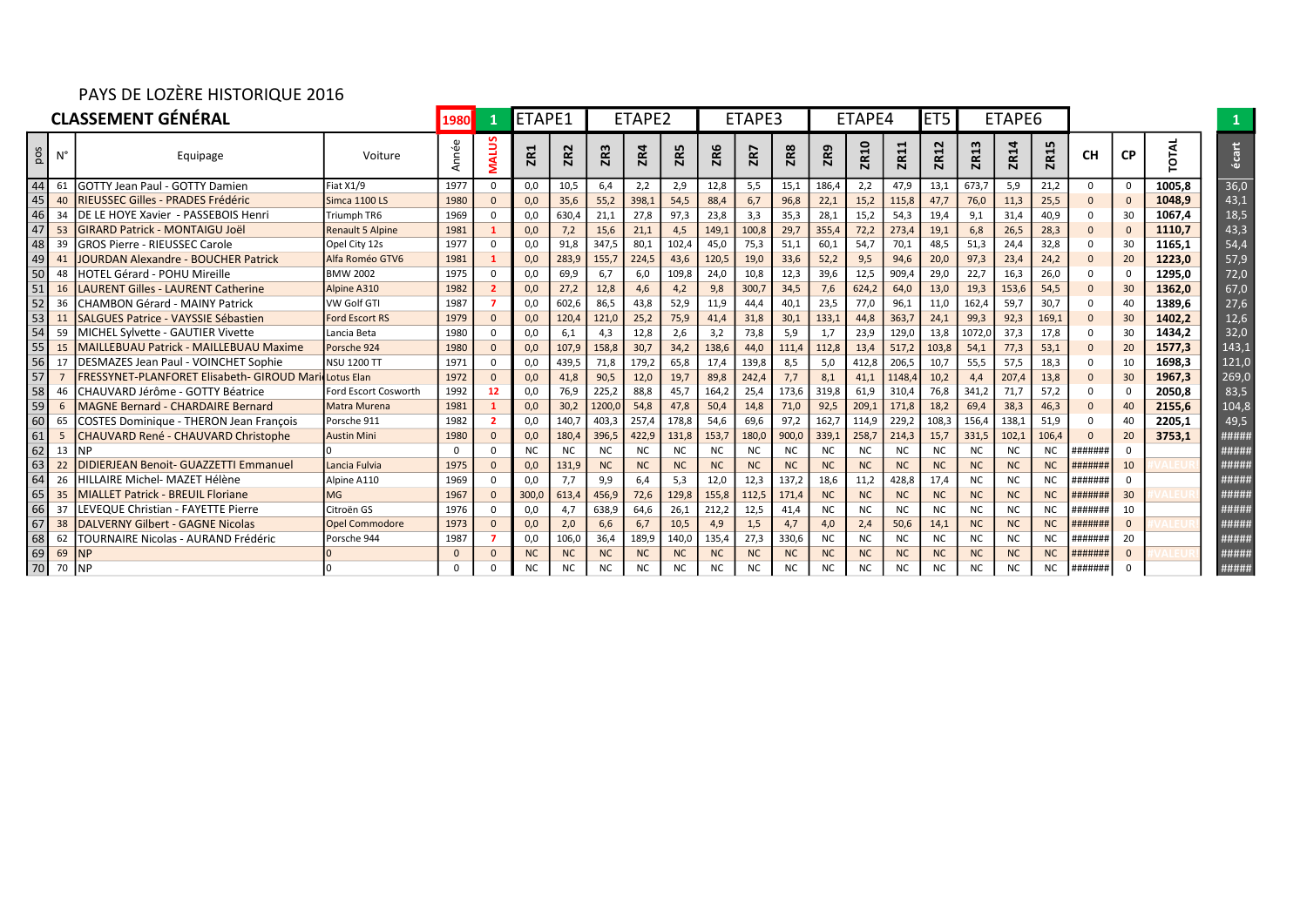PAYS DE LOZÈRE HISTORIQUE 2016

## CLASSEMENT GÉNÉRAL

| | | | | 1980 | 1 | ETAPE1 | | ETAPE2 | | | ETAPE3 | | | ETAPE4 | | | ET5 | ETAPE6 | | | | | | 1 |
|---|---|---|---|---|---|---|---|---|---|---|---|---|---|---|---|---|---|---|---|---|---|---|---|---|
| pos | N° | Equipage | Voiture | Année | MALUS | ZR1 | ZR2 | ZR3 | ZR4 | ZR5 | ZR6 | ZR7 | ZR8 | ZR9 | ZR10 | ZR11 | ZR12 | ZR13 | ZR14 | ZR15 | CH | CP | TOTAL | écart |
| 44 | 61 | GOTTY Jean Paul - GOTTY Damien | Fiat X1/9 | 1977 | 0 | 0,0 | 10,5 | 6,4 | 2,2 | 2,9 | 12,8 | 5,5 | 15,1 | 186,4 | 2,2 | 47,9 | 13,1 | 673,7 | 5,9 | 21,2 | 0 | 0 | 1005,8 | 36,0 |
| 45 | 40 | RIEUSSEC Gilles - PRADES Frédéric | Simca 1100 LS | 1980 | 0 | 0,0 | 35,6 | 55,2 | 398,1 | 54,5 | 88,4 | 6,7 | 96,8 | 22,1 | 15,2 | 115,8 | 47,7 | 76,0 | 11,3 | 25,5 | 0 | 0 | 1048,9 | 43,1 |
| 46 | 34 | DE LE HOYE Xavier - PASSEBOIS Henri | Triumph TR6 | 1969 | 0 | 0,0 | 630,4 | 21,1 | 27,8 | 97,3 | 23,8 | 3,3 | 35,3 | 28,1 | 15,2 | 54,3 | 19,4 | 9,1 | 31,4 | 40,9 | 0 | 30 | 1067,4 | 18,5 |
| 47 | 53 | GIRARD Patrick - MONTAIGU Joël | Renault 5 Alpine | 1981 | 1 | 0,0 | 7,2 | 15,6 | 21,1 | 4,5 | 149,1 | 100,8 | 29,7 | 355,4 | 72,2 | 273,4 | 19,1 | 6,8 | 26,5 | 28,3 | 0 | 0 | 1110,7 | 43,3 |
| 48 | 39 | GROS Pierre - RIEUSSEC Carole | Opel City 12s | 1977 | 0 | 0,0 | 91,8 | 347,5 | 80,1 | 102,4 | 45,0 | 75,3 | 51,1 | 60,1 | 54,7 | 70,1 | 48,5 | 51,3 | 24,4 | 32,8 | 0 | 30 | 1165,1 | 54,4 |
| 49 | 41 | JOURDAN Alexandre - BOUCHER Patrick | Alfa Roméo GTV6 | 1981 | 1 | 0,0 | 283,9 | 155,7 | 224,5 | 43,6 | 120,5 | 19,0 | 33,6 | 52,2 | 9,5 | 94,6 | 20,0 | 97,3 | 23,4 | 24,2 | 0 | 20 | 1223,0 | 57,9 |
| 50 | 48 | HOTEL Gérard - POHU Mireille | BMW 2002 | 1975 | 0 | 0,0 | 69,9 | 6,7 | 6,0 | 109,8 | 24,0 | 10,8 | 12,3 | 39,6 | 12,5 | 909,4 | 29,0 | 22,7 | 16,3 | 26,0 | 0 | 0 | 1295,0 | 72,0 |
| 51 | 16 | LAURENT Gilles - LAURENT Catherine | Alpine A310 | 1982 | 2 | 0,0 | 27,2 | 12,8 | 4,6 | 4,2 | 9,8 | 300,7 | 34,5 | 7,6 | 624,2 | 64,0 | 13,0 | 19,3 | 153,6 | 54,5 | 0 | 30 | 1362,0 | 67,0 |
| 52 | 36 | CHAMBON Gérard - MAINY Patrick | VW Golf GTI | 1987 | 7 | 0,0 | 602,6 | 86,5 | 43,8 | 52,9 | 11,9 | 44,4 | 40,1 | 23,5 | 77,0 | 96,1 | 11,0 | 162,4 | 59,7 | 30,7 | 0 | 40 | 1389,6 | 27,6 |
| 53 | 11 | SALGUES Patrice - VAYSSIE Sébastien | Ford Escort RS | 1979 | 0 | 0,0 | 120,4 | 121,0 | 25,2 | 75,9 | 41,4 | 31,8 | 30,1 | 133,1 | 44,8 | 363,7 | 24,1 | 99,3 | 92,3 | 169,1 | 0 | 30 | 1402,2 | 12,6 |
| 54 | 59 | MICHEL Sylvette - GAUTIER Vivette | Lancia Beta | 1980 | 0 | 0,0 | 6,1 | 4,3 | 12,8 | 2,6 | 3,2 | 73,8 | 5,9 | 1,7 | 23,9 | 129,0 | 13,8 | 1072,0 | 37,3 | 17,8 | 0 | 30 | 1434,2 | 32,0 |
| 55 | 15 | MAILLEBUAU Patrick - MAILLEBUAU Maxime | Porsche 924 | 1980 | 0 | 0,0 | 107,9 | 158,8 | 30,7 | 34,2 | 138,6 | 44,0 | 111,4 | 112,8 | 13,4 | 517,2 | 103,8 | 54,1 | 77,3 | 53,1 | 0 | 20 | 1577,3 | 143,1 |
| 56 | 17 | DESMAZES Jean Paul - VOINCHET Sophie | NSU 1200 TT | 1971 | 0 | 0,0 | 439,5 | 71,8 | 179,2 | 65,8 | 17,4 | 139,8 | 8,5 | 5,0 | 412,8 | 206,5 | 10,7 | 55,5 | 57,5 | 18,3 | 0 | 10 | 1698,3 | 121,0 |
| 57 | 7 | FRESSYNET-PLANFORET Elisabeth- GIROUD Mari | Lotus Elan | 1972 | 0 | 0,0 | 41,8 | 90,5 | 12,0 | 19,7 | 89,8 | 242,4 | 7,7 | 8,1 | 41,1 | 1148,4 | 10,2 | 4,4 | 207,4 | 13,8 | 0 | 30 | 1967,3 | 269,0 |
| 58 | 46 | CHAUVARD Jérôme - GOTTY Béatrice | Ford Escort Cosworth | 1992 | 12 | 0,0 | 76,9 | 225,2 | 88,8 | 45,7 | 164,2 | 25,4 | 173,6 | 319,8 | 61,9 | 310,4 | 76,8 | 341,2 | 71,7 | 57,2 | 0 | 0 | 2050,8 | 83,5 |
| 59 | 6 | MAGNE Bernard - CHARDAIRE Bernard | Matra Murena | 1981 | 1 | 0,0 | 30,2 | 1200,0 | 54,8 | 47,8 | 50,4 | 14,8 | 71,0 | 92,5 | 209,1 | 171,8 | 18,2 | 69,4 | 38,3 | 46,3 | 0 | 40 | 2155,6 | 104,8 |
| 60 | 65 | COSTES Dominique - THERON Jean François | Porsche 911 | 1982 | 2 | 0,0 | 140,7 | 403,3 | 257,4 | 178,8 | 54,6 | 69,6 | 97,2 | 162,7 | 114,9 | 229,2 | 108,3 | 156,4 | 138,1 | 51,9 | 0 | 40 | 2205,1 | 49,5 |
| 61 | 5 | CHAUVARD René - CHAUVARD Christophe | Austin Mini | 1980 | 0 | 0,0 | 180,4 | 396,5 | 422,9 | 131,8 | 153,7 | 180,0 | 900,0 | 339,1 | 258,7 | 214,3 | 15,7 | 331,5 | 102,1 | 106,4 | 0 | 20 | 3753,1 | ##### |
| 62 | 13 | NP | 0 | 0 | 0 | NC | NC | NC | NC | NC | NC | NC | NC | NC | NC | NC | NC | NC | NC | NC | ####### | 0 | | ##### |
| 63 | 22 | DIDIERJEAN Benoit- GUAZZETTI Emmanuel | Lancia Fulvia | 1975 | 0 | 0,0 | 131,9 | NC | NC | NC | NC | NC | NC | NC | NC | NC | NC | NC | NC | NC | ####### | 10 | #VALEUR! | ##### |
| 64 | 26 | HILLAIRE Michel- MAZET Hélène | Alpine A110 | 1969 | 0 | 0,0 | 7,7 | 9,9 | 6,4 | 5,3 | 12,0 | 12,3 | 137,2 | 18,6 | 11,2 | 428,8 | 17,4 | NC | NC | NC | ####### | 0 | | ##### |
| 65 | 35 | MIALLET Patrick - BREUIL Floriane | MG | 1967 | 0 | 300,0 | 613,4 | 456,9 | 72,6 | 129,8 | 155,8 | 112,5 | 171,4 | NC | NC | NC | NC | NC | NC | NC | ####### | 30 | #VALEUR! | ##### |
| 66 | 37 | LEVEQUE Christian - FAYETTE Pierre | Citroën GS | 1976 | 0 | 0,0 | 4,7 | 638,9 | 64,6 | 26,1 | 212,2 | 12,5 | 41,4 | NC | NC | NC | NC | NC | NC | NC | ####### | 10 | | ##### |
| 67 | 38 | DALVERNY Gilbert - GAGNE Nicolas | Opel Commodore | 1973 | 0 | 0,0 | 2,0 | 6,6 | 6,7 | 10,5 | 4,9 | 1,5 | 4,7 | 4,0 | 2,4 | 50,6 | 14,1 | NC | NC | NC | ####### | 0 | #VALEUR! | ##### |
| 68 | 62 | TOURNAIRE Nicolas - AURAND Frédéric | Porsche 944 | 1987 | 7 | 0,0 | 106,0 | 36,4 | 189,9 | 140,0 | 135,4 | 27,3 | 330,6 | NC | NC | NC | NC | NC | NC | NC | ####### | 20 | | ##### |
| 69 | 69 | NP | 0 | 0 | 0 | NC | NC | NC | NC | NC | NC | NC | NC | NC | NC | NC | NC | NC | NC | NC | ####### | 0 | #VALEUR! | ##### |
| 70 | 70 | NP | 0 | 0 | 0 | NC | NC | NC | NC | NC | NC | NC | NC | NC | NC | NC | NC | NC | NC | NC | ####### | 0 | | ##### |